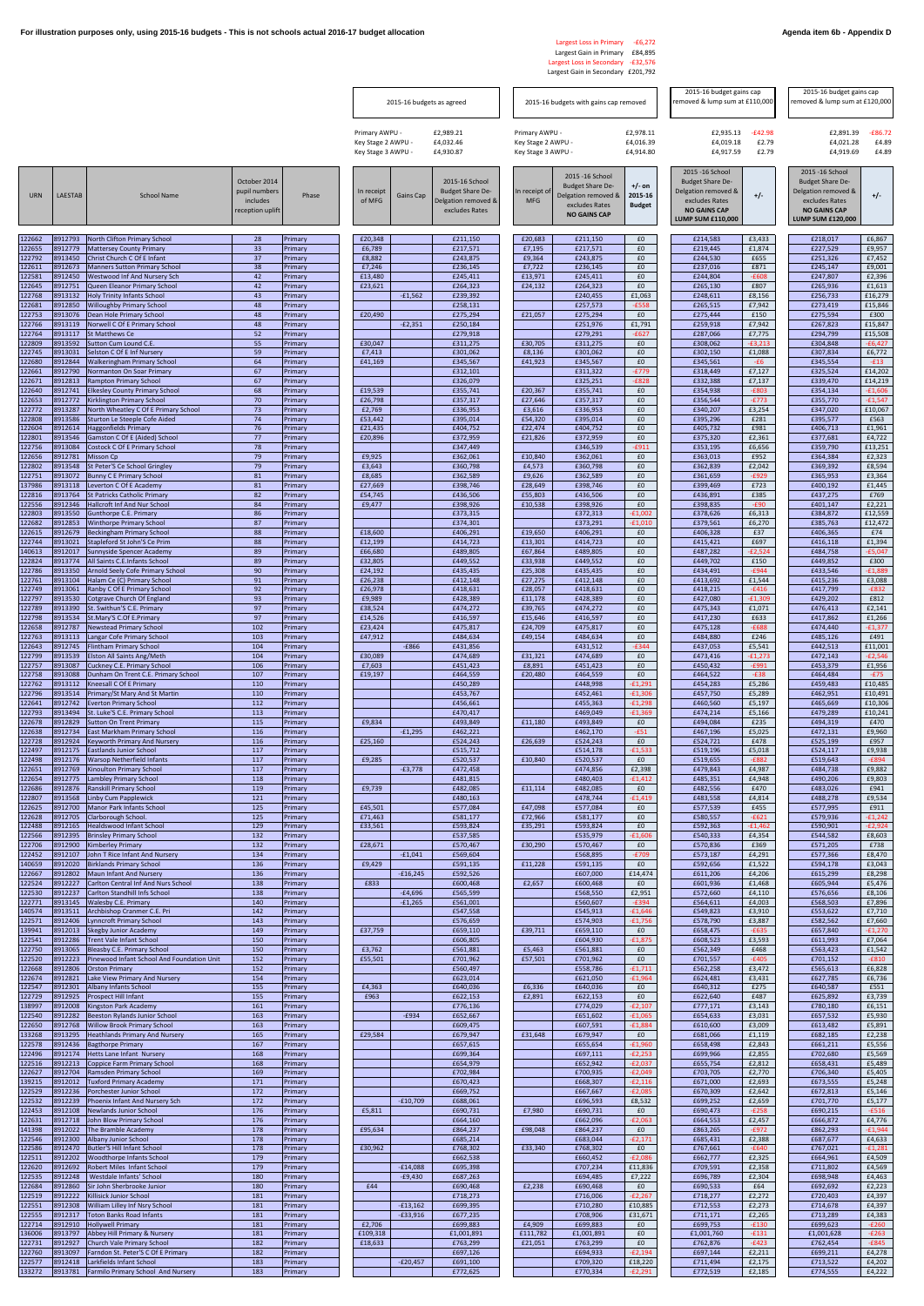**For illustration purposes only, using 2015-16 budgets - This is not schools actual 2016-17 budget allocation**

| | |
|---|---|
| Largest Loss in Primary | -£6,272 |
| Largest Gain in Primary | £84,895 |
| Largest Loss in Secondary | -£32,576 |
| Largest Gain in Secondary | £201,792 |

| | 2015-16 budgets as agreed | 2015-16 budgets with gains cap removed | 2015-16 budget gains cap removed & lump sum at £110,000 | | 2015-16 budget gains cap removed & lump sum at £120,000 | |
|---|---|---|---|---|---|---|
| Primary AWPU - | £2,989.21 | £2,978.11 | £2,935.13 | -£42.98 | £2,891.39 | -£86.72 |
| Key Stage 2 AWPU - | £4,032.46 | £4,016.39 | £4,019.18 | £2.79 | £4,021.28 | £4.89 |
| Key Stage 3 AWPU - | £4,930.87 | £4,914.80 | £4,917.59 | £2.79 | £4,919.69 | £4.89 |

| URN | LAESTAB | School Name | October 2014 pupil numbers includes reception uplift | Phase | In receipt of MFG | Gains Cap | 2015-16 School Budget Share-Delgation removed & excludes Rates | In receipt of MFG | 2015-16 School Budget Share-Delgation removed & excludes Rates NO GAINS CAP | +/- on 2015-16 Budget | 2015-16 School Budget Share-Delgation removed & excludes Rates NO GAINS CAP LUMP SUM £110,000 | +/- | 2015-16 School Budget Share-Delgation removed & excludes Rates NO GAINS CAP LUMP SUM £120,000 | +/- |
|---|---|---|---|---|---|---|---|---|---|---|---|---|---|---|
| 122662 | 8912793 | North Clifton Primary School | 28 | Primary | £20,348 | | £211,150 | £20,683 | £211,150 | £0 | £214,583 | £3,433 | £218,017 | £6,867 |
| 122655 | 8912779 | Mattersey County Primary | 33 | Primary | £6,789 | | £217,571 | £7,195 | £217,571 | £0 | £219,445 | £1,874 | £227,529 | £9,957 |
| 122792 | 8913450 | Christ Church C Of E Infant | 37 | Primary | £8,882 | | £243,875 | £9,364 | £243,875 | £0 | £244,530 | £655 | £251,326 | £7,452 |
| 122611 | 8912673 | Manners Sutton Primary School | 38 | Primary | £7,246 | | £236,145 | £7,722 | £236,145 | £0 | £237,016 | £871 | £245,147 | £9,001 |
| 122581 | 8912450 | Westwood Inf And Nursery Sch | 42 | Primary | £13,480 | | £245,411 | £13,971 | £245,411 | £0 | £244,804 | -£608 | £247,807 | £2,396 |
| 122645 | 8912751 | Queen Eleanor Primary School | 42 | Primary | £23,621 | | £264,323 | £24,132 | £264,323 | £0 | £265,130 | £807 | £265,936 | £1,613 |
| 122768 | 8913132 | Holy Trinity Infants School | 43 | Primary | | -£1,562 | £239,392 | | £240,455 | £1,063 | £248,611 | £8,156 | £256,733 | £16,279 |
| 122681 | 8912850 | Willoughby Primary School | 48 | Primary | | | £258,131 | | £257,573 | -£558 | £265,515 | £7,942 | £273,419 | £15,846 |
| 122753 | 8913076 | Dean Hole Primary School | 48 | Primary | £20,490 | | £275,294 | £21,057 | £275,294 | £0 | £275,444 | £150 | £275,594 | £300 |
| 122766 | 8913119 | Norwell C Of E Primary School | 48 | Primary | | -£2,351 | £250,184 | | £251,976 | £1,791 | £259,918 | £7,942 | £267,823 | £15,847 |
| 122764 | 8913117 | St Matthews Ce | 52 | Primary | | | £279,918 | | £279,291 | -£627 | £287,066 | £7,775 | £294,799 | £15,508 |
| 122809 | 8913592 | Sutton Cum Lound C.E. | 55 | Primary | £30,047 | | £311,275 | £30,705 | £311,275 | £0 | £308,062 | -£3,213 | £304,848 | -£6,427 |
| 122745 | 8913031 | Selston C Of E Inf Nursery | 59 | Primary | £7,413 | | £301,062 | £8,136 | £301,062 | £0 | £302,150 | £1,088 | £307,834 | £6,772 |
| 122680 | 8912844 | Walkeringham Primary School | 64 | Primary | £41,169 | | £345,567 | £41,923 | £345,567 | £0 | £345,561 | -£6 | £345,554 | -£13 |
| 122661 | 8912790 | Normanton On Soar Primary | 67 | Primary | | | £312,101 | | £311,322 | -£779 | £318,449 | £7,127 | £325,524 | £14,202 |
| 122671 | 8912813 | Rampton Primary School | 67 | Primary | | | £326,079 | | £325,251 | -£828 | £332,388 | £7,137 | £339,470 | £14,219 |
| 122640 | 8912741 | Elkesley County Primary School | 68 | Primary | £19,539 | | £355,741 | £20,367 | £355,741 | £0 | £354,938 | -£803 | £354,134 | -£1,606 |
| 122653 | 8912772 | Kirklington Primary School | 70 | Primary | £26,798 | | £357,317 | £27,646 | £357,317 | £0 | £356,544 | -£773 | £355,770 | -£1,547 |
| 122772 | 8913287 | North Wheatley C Of E Primary School | 73 | Primary | £2,769 | | £336,953 | £3,616 | £336,953 | £0 | £340,207 | £3,254 | £347,020 | £10,067 |
| 122808 | 8913586 | Sturton Le Steeple Cofe Aided | 74 | Primary | £53,442 | | £395,014 | £54,320 | £395,014 | £0 | £395,296 | £281 | £395,577 | £563 |
| 122604 | 8912614 | Haggonfields Primary | 76 | Primary | £21,435 | | £404,752 | £22,474 | £404,752 | £0 | £405,732 | £981 | £406,713 | £1,961 |
| 122801 | 8913546 | Gamston C Of E (Aided) School | 77 | Primary | £20,896 | | £372,959 | £21,826 | £372,959 | £0 | £375,320 | £2,361 | £377,681 | £4,722 |
| 122756 | 8913084 | Costock C Of E Primary School | 78 | Primary | | | £347,449 | | £346,539 | -£911 | £353,195 | £6,656 | £359,790 | £13,251 |
| 122656 | 8912781 | Misson Cp | 79 | Primary | £9,925 | | £362,061 | £10,840 | £362,061 | £0 | £363,013 | £952 | £364,384 | £2,323 |
| 122802 | 8913548 | St Peter'S Ce School Gringley | 79 | Primary | £3,643 | | £360,798 | £4,573 | £360,798 | £0 | £362,839 | £2,042 | £369,392 | £8,594 |
| 122751 | 8913072 | Bunny C E Primary School | 81 | Primary | £8,685 | | £362,589 | £9,626 | £362,589 | £0 | £361,659 | -£929 | £365,953 | £3,364 |
| 137986 | 8913118 | Leverton C Of E Academy | 81 | Primary | £27,669 | | £398,746 | £28,649 | £398,746 | £0 | £399,469 | £723 | £400,192 | £1,445 |
| 122816 | 8913764 | St Patricks Catholic Primary | 82 | Primary | £54,745 | | £436,506 | £55,803 | £436,506 | £0 | £436,891 | £385 | £437,275 | £769 |
| 122556 | 8912346 | Hallcroft Inf And Nur School | 84 | Primary | £9,477 | | £398,926 | £10,538 | £398,926 | £0 | £398,835 | -£90 | £401,147 | £2,221 |
| 122803 | 8913550 | Gunthorpe C.E. Primary | 86 | Primary | | | £373,315 | | £372,313 | -£1,002 | £378,626 | £6,313 | £384,872 | £12,559 |
| 122682 | 8912853 | Winthorpe Primary School | 87 | Primary | | | £374,301 | | £373,291 | -£1,010 | £379,561 | £6,270 | £385,763 | £12,472 |
| 122615 | 8912679 | Beckingham Primary School | 88 | Primary | £18,600 | | £406,291 | £19,650 | £406,291 | £0 | £406,328 | £37 | £406,365 | £74 |
| 122744 | 8913021 | Stapleford St John'S Ce Prim | 88 | Primary | £12,199 | | £414,723 | £13,301 | £414,723 | £0 | £415,421 | £697 | £416,118 | £1,394 |
| 140613 | 8912017 | Sunnyside Spencer Academy | 89 | Primary | £66,680 | | £489,805 | £67,864 | £489,805 | £0 | £487,282 | -£2,524 | £484,758 | -£5,047 |
| 122824 | 8913774 | All Saints C.E.Infants School | 89 | Primary | £32,805 | | £449,552 | £33,938 | £449,552 | £0 | £449,702 | £150 | £449,852 | £300 |
| 122786 | 8913350 | Arnold Seely CofE Primary School | 90 | Primary | £24,192 | | £435,435 | £25,308 | £435,435 | £0 | £434,491 | -£944 | £433,546 | -£1,889 |
| 122761 | 8913104 | Halam Ce (C) Primary School | 91 | Primary | £26,238 | | £412,148 | £27,275 | £412,148 | £0 | £413,692 | £1,544 | £415,236 | £3,088 |
| 122749 | 8913061 | Ranby C Of E Primary School | 92 | Primary | £26,978 | | £418,631 | £28,057 | £418,631 | £0 | £418,215 | -£416 | £417,799 | -£832 |
| 122797 | 8913530 | Cotgrave Church Of England | 93 | Primary | £9,989 | | £428,389 | £11,178 | £428,389 | £0 | £427,080 | -£1,309 | £429,202 | £812 |
| 122789 | 8913390 | St. Swithun'S C.E. Primary | 97 | Primary | £38,524 | | £474,272 | £39,765 | £474,272 | £0 | £475,343 | £1,071 | £476,413 | £2,141 |
| 122798 | 8913534 | St.Mary'S C.Of E.Primary | 97 | Primary | £14,526 | | £416,597 | £15,646 | £416,597 | £0 | £417,230 | £633 | £417,862 | £1,266 |
| 122658 | 8912787 | Newstead Primary School | 102 | Primary | £23,424 | | £475,817 | £24,709 | £475,817 | £0 | £475,128 | -£688 | £474,440 | -£1,377 |
| 122763 | 8913113 | Langar Cofe Primary School | 103 | Primary | £47,912 | | £484,634 | £49,154 | £484,634 | £0 | £484,880 | £246 | £485,126 | £491 |
| 122643 | 8912745 | Flintham Primary School | 104 | Primary | | -£866 | £431,856 | | £431,512 | -£344 | £437,053 | £5,541 | £442,513 | £11,001 |
| 122799 | 8913539 | Elston All Saints Ang/Meth | 104 | Primary | £30,089 | | £474,689 | £31,321 | £474,689 | £0 | £473,416 | -£1,273 | £472,143 | -£2,546 |
| 122757 | 8913087 | Cuckney C.E. Primary School | 106 | Primary | £7,603 | | £451,423 | £8,891 | £451,423 | £0 | £450,432 | -£991 | £453,379 | £1,956 |
| 122758 | 8913088 | Dunham On Trent C.E. Primary School | 107 | Primary | £19,197 | | £464,559 | £20,480 | £464,559 | £0 | £464,522 | -£38 | £464,484 | -£75 |
| 122762 | 8913112 | Kneesall C Of E Primary | 110 | Primary | | | £450,289 | | £448,998 | -£1,291 | £454,283 | £5,286 | £459,483 | £10,485 |
| 122796 | 8913514 | Primary/St Mary And St Martin | 110 | Primary | | | £453,767 | | £452,461 | -£1,306 | £457,750 | £5,289 | £462,951 | £10,491 |
| 122641 | 8912742 | Everton Primary School | 112 | Primary | | | £456,661 | | £455,363 | -£1,298 | £460,560 | £5,197 | £465,669 | £10,306 |
| 122793 | 8913494 | St. Luke'S C.E. Primary School | 113 | Primary | | | £470,417 | | £469,049 | -£1,369 | £474,214 | £5,166 | £479,289 | £10,241 |
| 122678 | 8912829 | Sutton On Trent Primary | 115 | Primary | £9,834 | | £493,849 | £11,180 | £493,849 | £0 | £494,084 | £235 | £494,319 | £470 |
| 122638 | 8912734 | East Markham Primary School | 116 | Primary | | -£1,295 | £462,221 | | £462,170 | -£51 | £467,196 | £5,025 | £472,131 | £9,960 |
| 122728 | 8912924 | Keyworth Primary And Nursery | 116 | Primary | £25,160 | | £524,243 | £26,639 | £524,243 | £0 | £524,721 | £478 | £525,199 | £957 |
| 122497 | 8912175 | Eastlands Junior School | 117 | Primary | | | £515,712 | | £514,178 | -£1,533 | £519,196 | £5,018 | £524,117 | £9,938 |
| 122498 | 8912176 | Warsop Netherfield Infants | 117 | Primary | £9,285 | | £520,537 | £10,840 | £520,537 | £0 | £519,655 | -£882 | £519,643 | -£894 |
| 122651 | 8912769 | Kinoulton Primary School | 117 | Primary | | -£3,778 | £472,458 | | £474,856 | £2,398 | £479,843 | £4,987 | £484,738 | £9,882 |
| 122654 | 8912775 | Lambley Primary School | 118 | Primary | | | £481,815 | | £480,403 | -£1,412 | £485,351 | £4,948 | £490,206 | £9,803 |
| 122686 | 8912876 | Ranskill Primary School | 119 | Primary | £9,739 | | £482,085 | £11,114 | £482,085 | £0 | £482,556 | £470 | £483,026 | £941 |
| 122807 | 8913568 | Linby Cum Papplewick | 121 | Primary | | | £480,163 | | £478,744 | -£1,419 | £483,558 | £4,814 | £488,278 | £9,534 |
| 122625 | 8912700 | Manor Park Infants School | 125 | Primary | £45,501 | | £577,084 | £47,098 | £577,084 | £0 | £577,539 | £455 | £577,995 | £911 |
| 122628 | 8912705 | Clarborough School | 125 | Primary | £71,463 | | £581,177 | £72,966 | £581,177 | £0 | £580,557 | -£621 | £579,936 | -£1,242 |
| 122488 | 8912165 | Healdswood Infant School | 129 | Primary | £33,561 | | £593,824 | £35,291 | £593,824 | £0 | £592,363 | -£1,462 | £590,901 | -£2,924 |
| 122566 | 8912395 | Brinsley Primary School | 132 | Primary | | | £537,585 | | £535,979 | -£1,606 | £540,333 | £4,354 | £544,582 | £8,603 |
| 122706 | 8912900 | Kimberley Primary | 132 | Primary | £28,671 | | £570,467 | £30,290 | £570,467 | £0 | £570,836 | £369 | £571,205 | £738 |
| 122452 | 8912107 | John T Rice Infant And Nursery | 134 | Primary | | -£1,041 | £569,604 | | £568,895 | -£709 | £573,187 | £4,291 | £577,366 | £8,470 |
| 140659 | 8912020 | Birklands Primary School | 136 | Primary | £9,429 | | £591,135 | £11,228 | £591,135 | £0 | £592,656 | £1,522 | £594,178 | £3,043 |
| 122667 | 8912802 | Maun Infant And Nursery | 136 | Primary | | -£16,245 | £592,526 | | £607,000 | £14,474 | £611,206 | £4,206 | £615,299 | £8,298 |
| 122524 | 8912227 | Carlton Central Inf And Nurs School | 138 | Primary | £833 | | £600,468 | £2,657 | £600,468 | £0 | £601,936 | £1,468 | £605,944 | £5,476 |
| 122530 | 8912237 | Carlton Standhill Infs School | 138 | Primary | | -£4,696 | £565,599 | | £568,550 | £2,951 | £572,660 | £4,110 | £576,656 | £8,106 |
| 122771 | 8913145 | Walesby C.E. Primary | 140 | Primary | | -£1,265 | £561,001 | | £560,607 | -£394 | £564,611 | £4,003 | £568,503 | £7,896 |
| 140574 | 8913511 | Archbishop Cranmer C.E. Pri | 142 | Primary | | | £547,558 | | £545,913 | -£1,646 | £549,823 | £3,910 | £553,622 | £7,710 |
| 122571 | 8912406 | Lynncroft Primary School | 143 | Primary | | | £576,659 | | £574,903 | -£1,756 | £578,790 | £3,887 | £582,562 | £7,660 |
| 139941 | 8912013 | Skegby Junior Academy | 149 | Primary | £37,759 | | £659,110 | £39,711 | £659,110 | £0 | £658,475 | -£635 | £657,840 | -£1,270 |
| 122541 | 8912286 | Trent Vale Infant School | 150 | Primary | | | £606,805 | | £604,930 | -£1,875 | £608,523 | £3,593 | £611,993 | £7,064 |
| 122750 | 8913065 | Bleasby C.E. Primary School | 150 | Primary | £3,762 | | £561,881 | £5,463 | £561,881 | £0 | £562,349 | £468 | £563,423 | £1,542 |
| 122520 | 8912223 | Pinewood Infant School And Foundation Unit | 152 | Primary | £55,501 | | £701,962 | £57,501 | £701,962 | £0 | £701,557 | -£405 | £701,152 | -£810 |
| 122668 | 8912806 | Orston Primary | 152 | Primary | | | £560,497 | | £558,786 | -£1,711 | £562,258 | £3,472 | £565,613 | £6,828 |
| 122674 | 8912821 | Lake View Primary And Nursery | 154 | Primary | | | £623,014 | | £621,050 | -£1,964 | £624,481 | £3,431 | £627,785 | £6,736 |
| 122547 | 8912301 | Albany Infants School | 155 | Primary | £4,363 | | £640,036 | £6,336 | £640,036 | £0 | £640,312 | £275 | £640,587 | £551 |
| 122729 | 8912925 | Prospect Hill Infant | 155 | Primary | £963 | | £622,153 | £2,891 | £622,153 | £0 | £622,640 | £487 | £625,892 | £3,739 |
| 138997 | 8912008 | Kingston Park Academy | 161 | Primary | | | £776,136 | | £774,029 | -£2,107 | £777,171 | £3,143 | £780,180 | £6,151 |
| 122540 | 8912282 | Beeston Rylands Junior School | 163 | Primary | | -£934 | £652,667 | | £651,602 | -£1,065 | £654,633 | £3,031 | £657,532 | £5,930 |
| 122650 | 8912768 | Willow Brook Primary School | 163 | Primary | | | £609,475 | | £607,591 | -£1,884 | £610,600 | £3,009 | £613,482 | £5,891 |
| 133268 | 8913295 | Heathlands Primary And Nursery | 165 | Primary | £29,584 | | £679,947 | £31,648 | £679,947 | £0 | £681,066 | £1,119 | £682,185 | £2,238 |
| 122578 | 8912436 | Bagthorpe Primary | 167 | Primary | | | £657,615 | | £655,654 | -£1,960 | £658,498 | £2,843 | £661,211 | £5,556 |
| 122496 | 8912174 | Hetts Lane Infant Nursery | 168 | Primary | | | £699,364 | | £697,111 | -£2,253 | £699,966 | £2,855 | £702,680 | £5,569 |
| 122516 | 8912213 | Coppice Farm Primary School | 168 | Primary | | | £654,979 | | £652,942 | -£2,037 | £655,754 | £2,812 | £658,431 | £5,489 |
| 122627 | 8912704 | Ramsden Primary School | 169 | Primary | | | £702,984 | | £700,935 | -£2,049 | £703,705 | £2,770 | £706,340 | £5,405 |
| 139215 | 8912012 | Tuxford Primary Academy | 171 | Primary | | | £670,423 | | £668,307 | -£2,116 | £671,000 | £2,693 | £673,555 | £5,248 |
| 122529 | 8912236 | Porchester Junior School | 172 | Primary | | | £669,752 | | £667,667 | -£2,085 | £670,309 | £2,642 | £672,813 | £5,146 |
| 122532 | 8912239 | Phoenix Infant And Nursery Sch | 172 | Primary | | -£10,709 | £688,061 | | £696,593 | £8,532 | £699,252 | £2,659 | £701,770 | £5,177 |
| 122453 | 8912108 | Newlands Junior School | 176 | Primary | £5,811 | | £690,731 | £7,980 | £690,731 | £0 | £690,473 | -£258 | £690,215 | -£516 |
| 122631 | 8912718 | John Blow Primary School | 176 | Primary | | | £664,160 | | £662,096 | -£2,063 | £664,553 | £2,457 | £666,872 | £4,776 |
| 141398 | 8912022 | The Bramble Academy | 178 | Primary | £95,634 | | £864,237 | £98,048 | £864,237 | £0 | £863,265 | -£972 | £862,293 | -£1,944 |
| 122546 | 8912300 | Albany Junior School | 178 | Primary | | | £685,214 | | £683,044 | -£2,171 | £685,431 | £2,388 | £687,677 | £4,633 |
| 122586 | 8912470 | Butler'S Hill Infant School | 178 | Primary | £30,962 | | £768,302 | £33,340 | £768,302 | £0 | £767,661 | -£640 | £767,021 | -£1,281 |
| 122511 | 8912202 | Woodthorpe Infants School | 179 | Primary | | | £662,538 | | £660,452 | -£2,086 | £662,777 | £2,325 | £664,961 | £4,509 |
| 122620 | 8912692 | Robert Miles Infant School | 179 | Primary | | -£14,088 | £695,398 | | £707,234 | £11,836 | £709,591 | £2,358 | £711,802 | £4,569 |
| 122535 | 8912248 | Westdale Infants' School | 180 | Primary | | -£9,430 | £687,263 | | £694,485 | £7,222 | £696,789 | £2,304 | £698,948 | £4,463 |
| 122684 | 8912860 | Sir John Sherbrooke Junior | 180 | Primary | £44 | | £690,468 | £2,238 | £690,468 | £0 | £690,533 | £64 | £692,692 | £2,223 |
| 122519 | 8912222 | Killisick Junior School | 181 | Primary | | | £718,273 | | £716,006 | -£2,267 | £718,277 | £2,272 | £720,403 | £4,397 |
| 122551 | 8912308 | William Lilley Inf Nury School | 181 | Primary | | -£13,162 | £699,395 | | £710,280 | £10,885 | £712,553 | £2,273 | £714,678 | £4,397 |
| 122555 | 8912317 | Toton Banks Road Infants | 181 | Primary | | -£33,916 | £677,235 | | £708,906 | £31,671 | £711,171 | £2,265 | £713,289 | £4,383 |
| 122714 | 8912910 | Hollywell Primary | 181 | Primary | £2,706 | | £699,883 | £4,909 | £699,883 | £0 | £699,753 | -£130 | £699,623 | -£260 |
| 136006 | 8913797 | Abbey Hill Primary & Nursery | 181 | Primary | £109,118 | | £1,001,891 | £111,782 | £1,001,891 | £0 | £1,001,760 | -£131 | £1,001,628 | -£263 |
| 122731 | 8912927 | Church Vale Primary School | 182 | Primary | £18,633 | | £763,299 | £21,051 | £763,299 | £0 | £762,876 | -£423 | £762,454 | -£845 |
| 122760 | 8913097 | Farndon St. Peter'S C Of E Primary | 182 | Primary | | | £697,126 | | £694,933 | -£2,194 | £697,144 | £2,211 | £699,211 | £4,278 |
| 122577 | 8912418 | Larkfields Infant School | 183 | Primary | | -£20,457 | £691,100 | | £709,320 | £18,220 | £711,494 | £2,175 | £713,522 | £4,202 |
| 133272 | 8913781 | Farmilo Primary School And Nursery | 183 | Primary | | | £772,625 | | £770,334 | -£2,291 | £772,519 | £2,185 | £774,555 | £4,222 |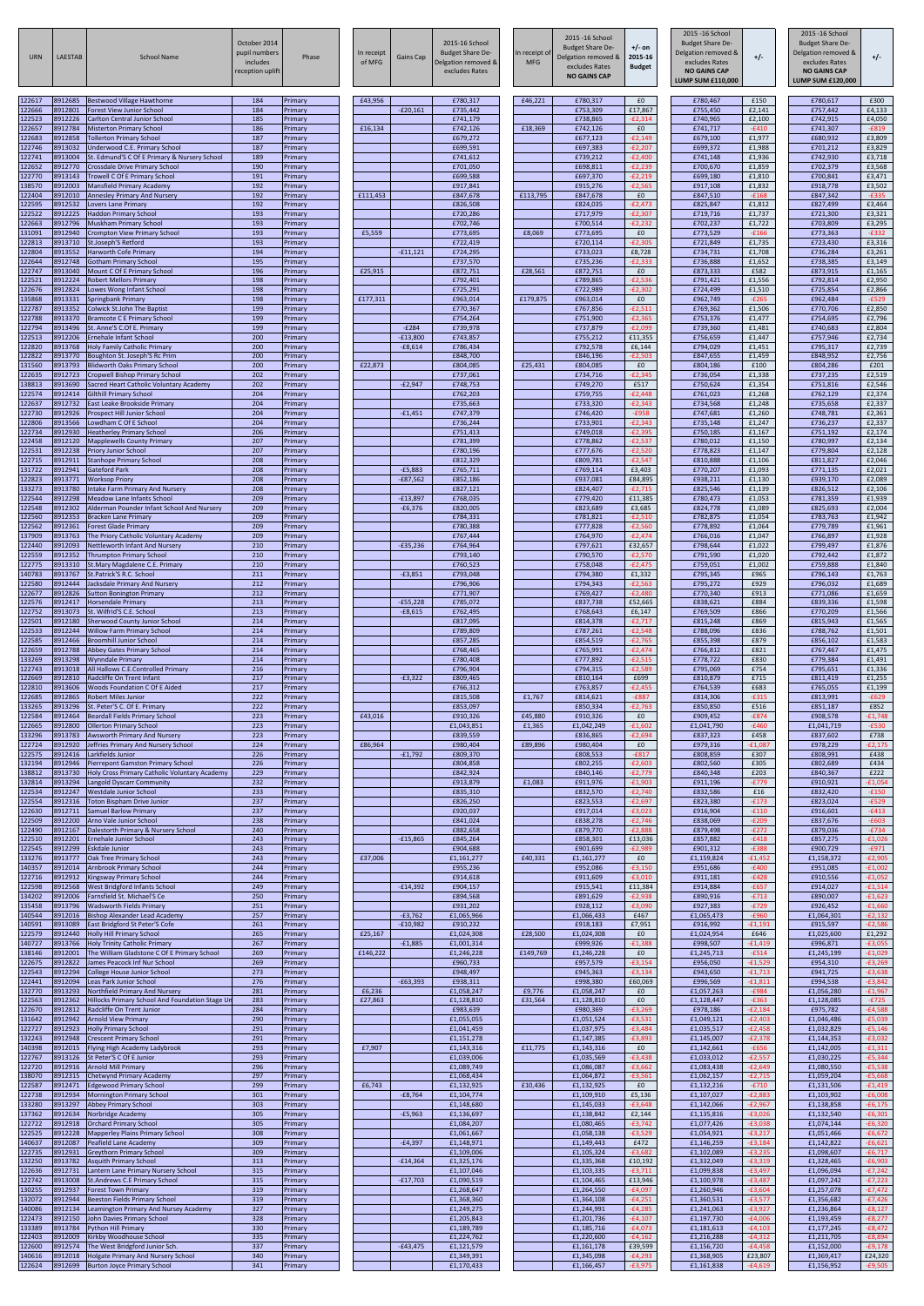| URN | LAESTAB | School Name | October 2014 pupil numbers includes reception uplift | Phase | In receipt of MFG | Gains Cap | 2015-16 School Budget Share De-Delgation removed & excludes Rates | In receipt of MFG | 2015-16 School Budget Share De-Delgation removed & excludes Rates NO GAINS CAP | +/- on 2015-16 Budget | 2015-16 School Budget Share De-Delgation removed & excludes Rates NO GAINS CAP LUMP SUM £110,000 | +/- | 2015-16 School Budget Share De-Delgation removed & excludes Rates NO GAINS CAP LUMP SUM £120,000 | +/- |
|---|---|---|---|---|---|---|---|---|---|---|---|---|---|---|
| 122617 | 8912685 | Bestwood Village Hawthorne | 184 | Primary | £43,956 | | £780,317 | £46,221 | £780,317 | £0 | £780,467 | £150 | £780,617 | £300 |
| 122666 | 8912801 | Forest View Junior School | 184 | Primary | | -£20,161 | £735,442 | | £753,309 | £17,867 | £755,450 | £2,141 | £757,442 | £4,133 |
| 122523 | 8912226 | Carlton Central Junior School | 185 | Primary | | | £741,179 | | £738,865 | -£2,314 | £740,965 | £2,100 | £742,915 | £4,050 |
| 122657 | 8912784 | Misterton Primary School | 186 | Primary | £16,134 | | £742,126 | £18,369 | £742,126 | £0 | £741,717 | -£410 | £741,307 | -£819 |
| 122683 | 8912858 | Tollerton Primary School | 187 | Primary | | | £679,272 | | £677,123 | -£2,149 | £679,100 | £1,977 | £680,932 | £3,809 |
| 122746 | 8913032 | Underwood C.E. Primary School | 187 | Primary | | | £699,591 | | £697,383 | -£2,207 | £699,372 | £1,988 | £701,212 | £3,829 |
| 122741 | 8913004 | St. Edmund's C Of E Primary & Nursery School | 189 | Primary | | | £741,612 | | £739,212 | -£2,400 | £741,148 | £1,936 | £742,930 | £3,718 |
| 122652 | 8912770 | Crossdale Drive Primary School | 190 | Primary | | | £701,050 | | £698,811 | -£2,239 | £700,670 | £1,859 | £702,379 | £3,568 |
| 122770 | 8913143 | Trowell C Of E Primary School | 191 | Primary | | | £699,588 | | £697,370 | -£2,219 | £699,180 | £1,810 | £700,841 | £3,471 |
| 138570 | 8912003 | Mansfield Primary Academy | 192 | Primary | | | £917,841 | | £915,276 | -£2,565 | £917,108 | £1,832 | £918,778 | £3,502 |
| 122404 | 8912010 | Annesley Primary And Nursery | 192 | Primary | £111,453 | | £847,678 | £113,795 | £847,678 | £0 | £847,510 | -£168 | £847,342 | -£335 |
| 122595 | 8912532 | Lovers Lane Primary | 192 | Primary | | | £826,508 | | £824,035 | -£2,473 | £825,847 | £1,812 | £827,499 | £3,464 |
| 122522 | 8912225 | Haddon Primary School | 193 | Primary | | | £720,286 | | £717,979 | -£2,307 | £719,716 | £1,737 | £721,300 | £3,321 |
| 122663 | 8912796 | Muskham Primary School | 193 | Primary | | | £702,746 | | £700,514 | -£2,232 | £702,237 | £1,722 | £703,809 | £3,295 |
| 131091 | 8912940 | Crompton View Primary School | 193 | Primary | £5,559 | | £773,695 | £8,069 | £773,695 | £0 | £773,529 | -£166 | £773,363 | -£332 |
| 122813 | 8913710 | St.Joseph'S Retford | 193 | Primary | | | £722,419 | | £720,114 | -£2,305 | £721,849 | £1,735 | £723,430 | £3,316 |
| 122804 | 8913552 | Harworth Cofe Primary | 194 | Primary | | -£11,121 | £724,295 | | £733,023 | £8,728 | £734,731 | £1,708 | £736,284 | £3,261 |
| 122644 | 8912748 | Gotham Primary School | 195 | Primary | | | £737,570 | | £735,236 | -£2,333 | £736,888 | £1,652 | £738,385 | £3,149 |
| 122747 | 8913040 | Mount C Of E Primary School | 196 | Primary | £25,915 | | £872,751 | £28,561 | £872,751 | £0 | £873,333 | £582 | £873,915 | £1,165 |
| 122521 | 8912224 | Robert Mellors Primary | 198 | Primary | | | £792,401 | | £789,865 | -£2,536 | £791,421 | £1,556 | £792,814 | £2,950 |
| 122676 | 8912824 | Lowes Wong Infant School | 198 | Primary | | | £725,291 | | £722,989 | -£2,302 | £724,499 | £1,510 | £725,854 | £2,866 |
| 135868 | 8913331 | Springbank Primary | 198 | Primary | £177,311 | | £963,014 | £179,875 | £963,014 | £0 | £962,749 | -£265 | £962,484 | -£529 |
| 122787 | 8913352 | Colwick St.John The Baptist | 199 | Primary | | | £770,367 | | £767,856 | -£2,511 | £769,362 | £1,506 | £770,706 | £2,850 |
| 122788 | 8913370 | Bramcote C E Primary School | 199 | Primary | | | £754,264 | | £751,900 | -£2,365 | £753,376 | £1,477 | £754,695 | £2,796 |
| 122794 | 8913496 | St. Anne'S C.Of E. Primary | 199 | Primary | | -£284 | £739,978 | | £737,879 | -£2,099 | £739,360 | £1,481 | £740,683 | £2,804 |
| 122513 | 8912206 | Ernehale Infant School | 200 | Primary | | -£13,800 | £743,857 | | £755,212 | £11,355 | £756,659 | £1,447 | £757,946 | £2,734 |
| 122820 | 8913768 | Holy Family Catholic Primary | 200 | Primary | | -£8,614 | £786,434 | | £792,578 | £6,144 | £794,029 | £1,451 | £795,317 | £2,739 |
| 122822 | 8913770 | Boughton St. Joseph'S Rc Prim | 200 | Primary | | | £848,700 | | £846,196 | -£2,503 | £847,655 | £1,459 | £848,952 | £2,756 |
| 131560 | 8913793 | Blidworth Oaks Primary School | 200 | Primary | £22,873 | | £804,085 | £25,431 | £804,085 | £0 | £804,186 | £100 | £804,286 | £201 |
| 122635 | 8912723 | Cropwell Bishop Primary School | 202 | Primary | | | £737,061 | | £734,716 | -£2,345 | £736,054 | £1,338 | £737,235 | £2,519 |
| 138813 | 8913690 | Sacred Heart Catholic Voluntary Academy | 202 | Primary | | -£2,947 | £748,753 | | £749,270 | £517 | £750,624 | £1,354 | £751,816 | £2,546 |
| 122574 | 8912414 | Gilthill Primary School | 204 | Primary | | | £762,203 | | £759,755 | -£2,448 | £761,023 | £1,268 | £762,129 | £2,374 |
| 122637 | 8912732 | East Leake Brookside Primary | 204 | Primary | | | £735,663 | | £733,320 | -£2,343 | £734,568 | £1,248 | £735,658 | £2,337 |
| 122730 | 8912926 | Prospect Hill Junior School | 204 | Primary | | -£1,451 | £747,379 | | £746,420 | -£958 | £747,681 | £1,260 | £748,781 | £2,361 |
| 122806 | 8913566 | Lowdham C Of E School | 204 | Primary | | | £736,244 | | £733,901 | -£2,343 | £735,148 | £1,247 | £736,237 | £2,337 |
| 122734 | 8912930 | Heatherley Primary School | 206 | Primary | | | £751,413 | | £749,018 | -£2,395 | £750,185 | £1,167 | £751,192 | £2,174 |
| 122458 | 8912120 | Mapplewells County Primary | 207 | Primary | | | £781,399 | | £778,862 | -£2,537 | £780,012 | £1,150 | £780,997 | £2,134 |
| 122531 | 8912238 | Priory Junior School | 207 | Primary | | | £780,196 | | £777,676 | -£2,520 | £778,823 | £1,147 | £779,804 | £2,128 |
| 122715 | 8912911 | Stanhope Primary School | 208 | Primary | | | £812,329 | | £809,781 | -£2,547 | £810,888 | £1,106 | £811,827 | £2,046 |
| 131722 | 8912941 | Gateford Park | 208 | Primary | | -£5,883 | £765,711 | | £769,114 | £3,403 | £770,207 | £1,093 | £771,135 | £2,021 |
| 122823 | 8913771 | Worksop Priory | 208 | Primary | | -£87,562 | £852,186 | | £937,081 | £84,895 | £938,211 | £1,130 | £939,170 | £2,089 |
| 133273 | 8913780 | Intake Farm Primary And Nursery | 208 | Primary | | | £827,121 | | £824,407 | -£2,715 | £825,546 | £1,139 | £826,512 | £2,106 |
| 122544 | 8912298 | Meadow Lane Infants School | 209 | Primary | | -£13,897 | £768,035 | | £779,420 | £11,385 | £780,473 | £1,053 | £781,359 | £1,939 |
| 122548 | 8912302 | Alderman Pounder Infant School And Nursery | 209 | Primary | | -£6,376 | £820,005 | | £823,689 | £3,685 | £824,778 | £1,089 | £825,693 | £2,004 |
| 122560 | 8912353 | Bracken Lane Primary | 209 | Primary | | | £784,331 | | £781,821 | -£2,510 | £782,875 | £1,054 | £783,763 | £1,942 |
| 122562 | 8912361 | Forest Glade Primary | 209 | Primary | | | £780,388 | | £777,828 | -£2,560 | £778,892 | £1,064 | £779,789 | £1,961 |
| 137909 | 8913763 | The Priory Catholic Voluntary Academy | 209 | Primary | | | £767,444 | | £764,970 | -£2,474 | £766,016 | £1,047 | £766,897 | £1,928 |
| 122440 | 8912093 | Nettleworth Infant And Nursery | 210 | Primary | | -£35,236 | £764,964 | | £797,621 | £32,657 | £798,644 | £1,022 | £799,497 | £1,876 |
| 122559 | 8912352 | Thrumpton Primary School | 210 | Primary | | | £793,140 | | £790,570 | -£2,570 | £791,590 | £1,020 | £792,442 | £1,872 |
| 122775 | 8913310 | St.Mary Magdalene C.E. Primary | 210 | Primary | | | £760,523 | | £758,048 | -£2,475 | £759,051 | £1,002 | £759,888 | £1,840 |
| 140783 | 8913767 | St.Patrick'S R.C. School | 211 | Primary | | -£3,851 | £793,048 | | £794,380 | £1,332 | £795,345 | £965 | £796,143 | £1,763 |
| 122580 | 8912444 | Jacksdale Primary And Nursery | 212 | Primary | | | £796,906 | | £794,343 | -£2,563 | £795,272 | £929 | £796,032 | £1,689 |
| 122677 | 8912826 | Sutton Bonington Primary | 212 | Primary | | | £771,907 | | £769,427 | -£2,480 | £770,340 | £913 | £771,086 | £1,659 |
| 122576 | 8912417 | Horsendale Primary | 213 | Primary | | -£55,228 | £785,072 | | £837,738 | £52,665 | £838,621 | £884 | £839,336 | £1,598 |
| 122752 | 8913073 | St. Wilfrid'S C.E. School | 213 | Primary | | -£8,615 | £762,495 | | £768,643 | £6,147 | £769,509 | £866 | £770,209 | £1,566 |
| 122501 | 8912180 | Sherwood County Junior School | 214 | Primary | | | £817,095 | | £814,378 | -£2,717 | £815,248 | £869 | £815,943 | £1,565 |
| 122533 | 8912244 | Willow Farm Primary School | 214 | Primary | | | £789,809 | | £787,261 | -£2,548 | £788,096 | £836 | £788,762 | £1,501 |
| 122585 | 8912466 | Broomhill Junior School | 214 | Primary | | | £857,285 | | £854,519 | -£2,765 | £855,398 | £879 | £856,102 | £1,583 |
| 122659 | 8912788 | Abbey Gates Primary School | 214 | Primary | | | £768,465 | | £765,991 | -£2,474 | £766,812 | £821 | £767,467 | £1,475 |
| 133269 | 8913298 | Wynndale Primary | 214 | Primary | | | £780,408 | | £777,892 | -£2,515 | £778,722 | £830 | £779,384 | £1,491 |
| 122763 | 8913018 | All Hallows C.E Controlled Primary | 216 | Primary | | | £796,904 | | £794,315 | -£2,589 | £795,069 | £754 | £795,651 | £1,336 |
| 122669 | 8912810 | Radcliffe On Trent Infant | 217 | Primary | | -£3,322 | £809,465 | | £810,164 | £699 | £810,879 | £715 | £811,419 | £1,255 |
| 122810 | 8913606 | Woods Foundation C Of E Aided | 217 | Primary | | | £766,312 | | £763,857 | -£2,455 | £764,539 | £683 | £765,055 | £1,199 |
| 122685 | 8912865 | Robert Miles Junior | 222 | Primary | | | £815,508 | £1,767 | £814,621 | -£887 | £814,306 | -£315 | £813,991 | -£629 |
| 133265 | 8913296 | St. Peter'S C. Of E. Primary | 222 | Primary | | | £853,097 | | £850,334 | -£2,763 | £850,850 | £516 | £851,187 | £852 |
| 122584 | 8912464 | Beardall Fields Primary School | 223 | Primary | £43,016 | | £910,326 | £45,880 | £910,326 | £0 | £909,452 | -£874 | £908,578 | -£1,748 |
| 122665 | 8912800 | Ollerton Primary School | 223 | Primary | | | £1,043,851 | £1,365 | £1,042,249 | -£1,602 | £1,041,790 | -£460 | £1,041,719 | -£530 |
| 133296 | 8913783 | Awsworth Primary And Nursery | 223 | Primary | | | £839,559 | | £836,865 | -£2,694 | £837,323 | £458 | £837,602 | £738 |
| 122724 | 8912920 | Jeffries Primary And Nursery School | 224 | Primary | £86,964 | | £980,404 | £89,896 | £980,404 | £0 | £979,316 | -£1,087 | £978,229 | -£2,175 |
| 122575 | 8912416 | Larkfields Junior | 226 | Primary | | -£1,792 | £809,370 | | £808,553 | -£817 | £808,859 | £307 | £808,991 | £438 |
| 132194 | 8912946 | Pierrepont Gamston Primary School | 226 | Primary | | | £804,858 | | £802,255 | -£2,603 | £802,560 | £305 | £802,689 | £434 |
| 138812 | 8913730 | Holy Cross Primary Catholic Voluntary Academy | 229 | Primary | | | £842,924 | | £840,146 | -£2,779 | £840,348 | £203 | £840,367 | £222 |
| 122814 | 8913294 | Langold Dyscarr Community | 232 | Primary | | | £913,879 | £1,083 | £911,976 | -£1,903 | £911,196 | -£779 | £910,921 | -£1,054 |
| 122534 | 8912247 | Westdale Junior School | 233 | Primary | | | £835,310 | | £832,570 | -£2,740 | £832,586 | £16 | £832,420 | -£150 |
| 122554 | 8912316 | Toton Bispham Drive Junior | 237 | Primary | | | £826,250 | | £823,553 | -£2,697 | £823,380 | -£173 | £823,024 | -£529 |
| 122630 | 8912711 | Samuel Barlow Primary | 237 | Primary | | | £920,037 | | £917,014 | -£3,023 | £916,904 | -£110 | £916,601 | -£413 |
| 122509 | 8912200 | Arno Vale Junior School | 238 | Primary | | | £841,024 | | £838,278 | -£2,746 | £838,069 | -£209 | £837,676 | -£603 |
| 122490 | 8912167 | Dalestorth Primary & Nursery School | 240 | Primary | | | £882,658 | | £879,770 | -£2,888 | £879,498 | -£272 | £879,036 | -£734 |
| 122510 | 8912201 | Ernehale Junior School | 243 | Primary | | -£15,865 | £845,264 | | £858,301 | £13,036 | £857,882 | -£418 | £857,275 | -£1,026 |
| 122545 | 8912299 | Eskdale Junior | 243 | Primary | | | £904,688 | | £901,699 | -£2,989 | £901,312 | -£388 | £900,729 | -£971 |
| 133276 | 8913777 | Oak Tree Primary School | 243 | Primary | £37,006 | | £1,161,277 | £40,331 | £1,161,277 | £0 | £1,159,824 | -£1,452 | £1,158,372 | -£2,905 |
| 140357 | 8912014 | Arnbrook Primary School | 244 | Primary | | | £955,236 | | £952,086 | -£3,150 | £951,686 | -£400 | £951,085 | -£1,002 |
| 122716 | 8912912 | Kingsway Primary School | 244 | Primary | | | £914,618 | | £911,609 | -£3,010 | £911,181 | -£428 | £910,556 | -£1,052 |
| 122598 | 8912568 | West Bridgford Infants School | 249 | Primary | | -£14,392 | £904,157 | | £915,541 | £11,384 | £914,884 | -£657 | £914,027 | -£1,514 |
| 134202 | 8912006 | Farnsfield St. Michael'S Ce | 250 | Primary | | | £894,568 | | £891,629 | -£2,938 | £890,916 | -£713 | £890,007 | -£1,623 |
| 135458 | 8913796 | Wadsworth Fields Primary | 251 | Primary | | | £931,202 | | £928,112 | -£3,090 | £927,383 | -£729 | £926,452 | -£1,660 |
| 140544 | 8912016 | Bishop Alexander Lead Academy | 257 | Primary | | -£3,762 | £1,065,966 | | £1,066,433 | £467 | £1,065,473 | -£960 | £1,064,301 | -£2,132 |
| 140591 | 8913089 | East Bridgford St Peter'S Cofe | 261 | Primary | | -£10,982 | £910,232 | | £918,183 | £7,951 | £916,992 | -£1,191 | £915,597 | -£2,586 |
| 122579 | 8912440 | Holly Hill Primary School | 265 | Primary | £25,167 | | £1,024,308 | £28,500 | £1,024,308 | £0 | £1,024,954 | £646 | £1,025,600 | £1,292 |
| 140727 | 8913766 | Holy Trinity Catholic Primary | 267 | Primary | | -£1,885 | £1,001,314 | | £999,926 | -£1,388 | £998,507 | -£1,419 | £996,871 | -£3,055 |
| 138146 | 8912001 | The William Gladstone C Of E Primary School | 269 | Primary | £146,222 | | £1,246,228 | £149,769 | £1,246,228 | £0 | £1,245,713 | -£514 | £1,245,199 | -£1,029 |
| 122675 | 8912822 | James Peacock Inf Nur School | 269 | Primary | | | £960,733 | | £957,579 | -£3,154 | £956,050 | -£1,529 | £954,310 | -£3,269 |
| 122543 | 8912294 | College House Junior School | 273 | Primary | | | £948,497 | | £945,363 | -£3,134 | £943,650 | -£1,713 | £941,725 | -£3,638 |
| 122441 | 8912094 | Leas Park Junior School | 276 | Primary | | -£63,393 | £938,311 | | £998,380 | £60,069 | £996,569 | -£1,811 | £994,538 | -£3,842 |
| 132770 | 8913293 | Northfield Primary And Nursery | 281 | Primary | £6,236 | | £1,058,247 | £9,776 | £1,058,247 | £0 | £1,057,263 | -£984 | £1,056,280 | -£1,967 |
| 122563 | 8912362 | Hillocks Primary School And Foundation Stage Un | 283 | Primary | £27,863 | | £1,128,810 | £31,564 | £1,128,810 | £0 | £1,128,447 | -£363 | £1,128,085 | -£725 |
| 122670 | 8912812 | Radcliffe On Trent Junior | 284 | Primary | | | £983,639 | | £980,369 | -£3,269 | £978,186 | -£2,184 | £975,782 | -£4,588 |
| 131642 | 8912942 | Arnold View Primary | 290 | Primary | | | £1,055,055 | | £1,051,524 | -£3,531 | £1,049,121 | -£2,403 | £1,046,486 | -£5,039 |
| 122727 | 8912923 | Holly Primary School | 291 | Primary | | | £1,041,459 | | £1,037,975 | -£3,484 | £1,035,517 | -£2,458 | £1,032,829 | -£5,146 |
| 132243 | 8912948 | Crescent Primary School | 291 | Primary | | | £1,151,278 | | £1,147,385 | -£3,893 | £1,145,007 | -£2,378 | £1,144,353 | -£3,032 |
| 140398 | 8912015 | Flying High Academy Ladybrook | 293 | Primary | £7,907 | | £1,143,316 | £11,775 | £1,143,316 | £0 | £1,142,661 | -£656 | £1,142,005 | -£1,311 |
| 122767 | 8913126 | St Peter'S C Of E Junior | 293 | Primary | | | £1,039,006 | | £1,035,569 | -£3,438 | £1,033,012 | -£2,557 | £1,030,225 | -£5,344 |
| 122720 | 8912916 | Arnold Mill Primary | 296 | Primary | | | £1,089,749 | | £1,086,087 | -£3,662 | £1,083,438 | -£2,649 | £1,080,550 | -£5,538 |
| 138070 | 8912315 | Chetwynd Primary Academy | 297 | Primary | | | £1,068,434 | | £1,064,872 | -£3,561 | £1,062,157 | -£2,715 | £1,059,204 | -£5,668 |
| 122587 | 8912471 | Edgewood Primary School | 299 | Primary | £6,743 | | £1,132,925 | £10,436 | £1,132,925 | £0 | £1,132,216 | -£710 | £1,131,506 | -£1,419 |
| 122738 | 8912934 | Mornington Primary School | 301 | Primary | | -£8,764 | £1,104,774 | | £1,109,910 | £5,136 | £1,107,027 | -£2,883 | £1,103,902 | -£6,008 |
| 133280 | 8913297 | Abbey Primary School | 303 | Primary | | | £1,148,680 | | £1,145,033 | -£3,648 | £1,142,066 | -£2,967 | £1,138,858 | -£6,175 |
| 137362 | 8912634 | Norbridge Academy | 305 | Primary | | -£5,963 | £1,136,697 | | £1,138,842 | £2,144 | £1,135,816 | -£3,026 | £1,132,540 | -£6,301 |
| 122722 | 8912918 | Orchard Primary School | 305 | Primary | | | £1,084,207 | | £1,080,465 | -£3,742 | £1,077,426 | -£3,038 | £1,074,144 | -£6,320 |
| 122525 | 8912228 | Mapperley Plains Primary School | 308 | Primary | | | £1,061,667 | | £1,058,138 | -£3,529 | £1,054,921 | -£3,217 | £1,051,466 | -£6,672 |
| 140637 | 8912087 | Peafield Lane Academy | 309 | Primary | | -£4,397 | £1,148,971 | | £1,149,443 | £472 | £1,146,259 | -£3,184 | £1,142,822 | -£6,621 |
| 122735 | 8912931 | Greythorn Primary School | 309 | Primary | | | £1,109,006 | | £1,105,324 | -£3,682 | £1,102,089 | -£3,235 | £1,098,607 | -£6,717 |
| 132250 | 8913782 | Asquith Primary School | 313 | Primary | | -£14,364 | £1,325,176 | | £1,335,368 | £10,192 | £1,332,049 | -£3,319 | £1,328,465 | -£6,903 |
| 122636 | 8912731 | Lantern Lane Primary Nursery School | 315 | Primary | | | £1,107,046 | | £1,103,335 | -£3,711 | £1,099,838 | -£3,497 | £1,096,094 | -£7,242 |
| 122742 | 8913008 | St.Andrews C.E Primary School | 315 | Primary | | -£17,703 | £1,090,519 | | £1,104,465 | £13,946 | £1,100,978 | -£3,487 | £1,097,242 | -£7,223 |
| 130255 | 8912937 | Forest Town Primary | 319 | Primary | | | £1,268,647 | | £1,264,550 | -£4,097 | £1,260,946 | -£3,604 | £1,257,078 | -£7,472 |
| 132072 | 8912944 | Beeston Fields Primary School | 319 | Primary | | | £1,368,360 | | £1,364,108 | -£4,251 | £1,360,531 | -£3,577 | £1,356,682 | -£7,426 |
| 140086 | 8912134 | Leamington Primary And Nursey Academy | 327 | Primary | | | £1,249,275 | | £1,244,991 | -£4,285 | £1,241,063 | -£3,927 | £1,236,864 | -£8,127 |
| 122473 | 8912150 | John Davies Primary School | 328 | Primary | | | £1,205,843 | | £1,201,736 | -£4,107 | £1,197,730 | -£4,006 | £1,193,459 | -£8,277 |
| 133389 | 8913784 | Python Hill Primary | 330 | Primary | | | £1,189,789 | | £1,185,716 | -£4,073 | £1,181,613 | -£4,103 | £1,177,245 | -£8,472 |
| 122403 | 8912009 | Kirkby Woodhouse School | 335 | Primary | | | £1,224,762 | | £1,220,600 | -£4,162 | £1,216,288 | -£4,312 | £1,211,705 | -£8,894 |
| 122600 | 8912574 | The West Bridgford Junior Sch. | 337 | Primary | | -£43,475 | £1,121,579 | | £1,161,178 | £39,599 | £1,156,720 | -£4,458 | £1,152,000 | -£9,178 |
| 140616 | 8912018 | Holgate Primary And Nursery School | 340 | Primary | | | £1,349,391 | | £1,345,098 | -£4,293 | £1,368,905 | £23,807 | £1,369,417 | £24,320 |
| 122624 | 8912699 | Burton Joyce Primary School | 341 | Primary | | | £1,170,433 | | £1,166,457 | -£3,975 | £1,161,838 | -£4,619 | £1,156,952 | -£9,505 |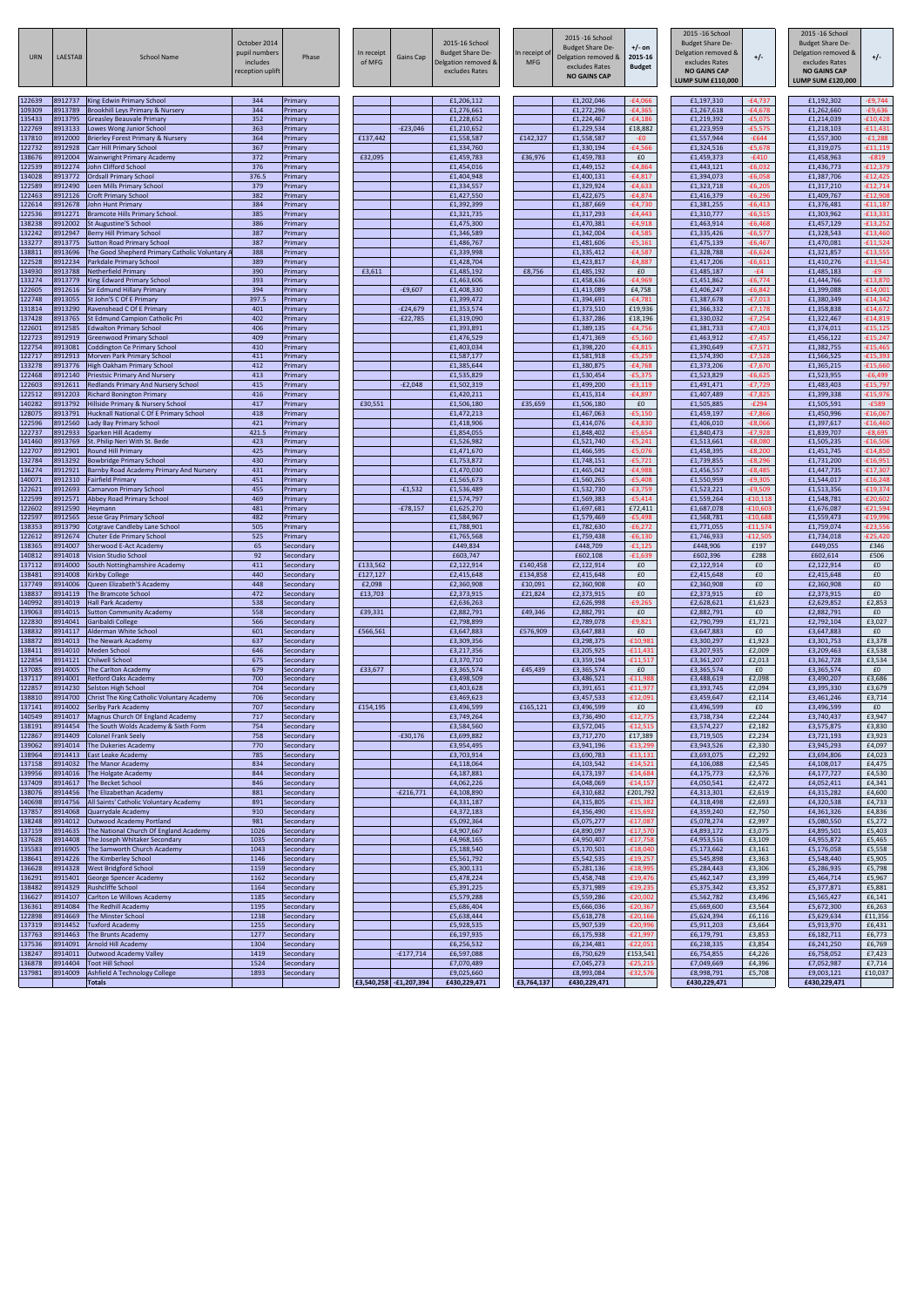| URN | LAESTAB | School Name | October 2014 pupil numbers includes reception uplift | Phase | In receipt of MFG | Gains Cap | 2015-16 School Budget Share De-Delgation removed & excludes Rates | In receipt of MFG | 2015 -16 School Budget Share De-Delgation removed & excludes Rates NO GAINS CAP | +/- on 2015-16 Budget | 2015 -16 School Budget Share De-Delgation removed & excludes Rates NO GAINS CAP LUMP SUM £110,000 | +/- | 2015 -16 School Budget Share De-Delgation removed & excludes Rates NO GAINS CAP LUMP SUM £120,000 | +/- |
|---|---|---|---|---|---|---|---|---|---|---|---|---|---|---|
| 122639 | 8912737 | King Edwin Primary School | 344 | Primary | | | £1,206,112 | | £1,202,046 | -£4,066 | £1,197,310 | -£4,737 | £1,192,302 | -£9,744 |
| 109309 | 8913789 | Brookhill Leys Primary & Nursery | 344 | Primary | | | £1,276,661 | | £1,272,296 | -£4,365 | £1,267,618 | -£4,678 | £1,262,660 | -£9,636 |
| 135433 | 8913795 | Greasley Beauvale Primary | 352 | Primary | | | £1,228,652 | | £1,224,467 | -£4,186 | £1,219,392 | -£5,075 | £1,214,039 | -£10,428 |
| 122769 | 8913133 | Lowes Wong Junior School | 363 | Primary | | -£23,046 | £1,210,652 | | £1,229,534 | £18,882 | £1,223,959 | -£5,575 | £1,218,103 | -£11,431 |
| 137810 | 8912000 | Brierley Forest Primary & Nursery | 364 | Primary | £137,442 | | £1,558,587 | £142,327 | £1,558,587 | -£0 | £1,557,944 | -£644 | £1,557,300 | -£1,288 |
| 122732 | 8912928 | Carr Hill Primary School | 367 | Primary | | | £1,334,760 | | £1,330,194 | -£4,566 | £1,324,516 | -£5,678 | £1,319,075 | -£11,119 |
| 138676 | 8912004 | Wainwright Primary Academy | 372 | Primary | £32,095 | | £1,459,783 | £36,976 | £1,459,783 | £0 | £1,459,373 | -£410 | £1,458,963 | -£819 |
| 122539 | 8912274 | John Clifford School | 376 | Primary | | | £1,454,016 | | £1,449,152 | -£4,864 | £1,443,121 | -£6,032 | £1,436,773 | -£12,379 |
| 134028 | 8913173 | Ordsall Primary School | 376.5 | Primary | | | £1,404,948 | | £1,400,131 | -£4,817 | £1,394,073 | -£6,058 | £1,387,706 | -£12,425 |
| 122589 | 8912490 | Leen Mills Primary School | 379 | Primary | | | £1,334,557 | | £1,329,924 | -£4,633 | £1,323,718 | -£6,205 | £1,317,210 | -£12,714 |
| 122463 | 8912126 | Croft Primary School | 382 | Primary | | | £1,427,550 | | £1,422,675 | -£4,874 | £1,416,379 | -£6,296 | £1,409,767 | -£12,908 |
| 122614 | 8912678 | John Hunt Primary | 384 | Primary | | | £1,392,399 | | £1,387,669 | -£4,730 | £1,381,255 | -£6,413 | £1,376,481 | -£11,187 |
| 122536 | 8912271 | Bramcote Hills Primary School. | 385 | Primary | | | £1,321,735 | | £1,317,293 | -£4,443 | £1,310,777 | -£6,515 | £1,303,962 | -£13,331 |
| 138238 | 8912002 | St Augustine'S School | 386 | Primary | | | £1,475,300 | | £1,470,381 | -£4,918 | £1,463,914 | -£6,468 | £1,457,129 | -£13,252 |
| 122242 | 8912947 | Berry Hill Primary School | 387 | Primary | | | £1,346,589 | | £1,342,004 | -£4,585 | £1,335,426 | -£6,577 | £1,328,543 | -£13,460 |
| 133277 | 8913775 | Sutton Road Primary School | 387 | Primary | | | £1,486,767 | | £1,481,606 | -£5,161 | £1,475,139 | -£6,467 | £1,470,081 | -£11,524 |
| 138811 | 8913696 | The Good Shepherd Primary Catholic Voluntary A | 388 | Primary | | | £1,339,998 | | £1,335,412 | -£4,587 | £1,328,788 | -£6,624 | £1,321,857 | -£13,555 |
| 122528 | 8912234 | Parkdale Primary School | 389 | Primary | | | £1,428,704 | | £1,423,817 | -£4,887 | £1,417,206 | -£6,611 | £1,410,276 | -£13,541 |
| 134930 | 8913788 | Netherfield Primary | 390 | Primary | £3,611 | | £1,485,192 | £8,756 | £1,485,192 | £0 | £1,485,187 | -£4 | £1,485,183 | -£9 |
| 133274 | 8913779 | King Edward Primary School | 393 | Primary | | | £1,463,606 | | £1,458,636 | -£4,969 | £1,451,862 | -£6,774 | £1,444,766 | -£13,870 |
| 122605 | 8912616 | Sir Edmund Hillary Primary | 394 | Primary | | -£9,607 | £1,408,330 | | £1,413,089 | £4,758 | £1,406,247 | -£6,842 | £1,399,088 | -£14,001 |
| 122748 | 8913055 | St John'S C Of E Primary | 397.5 | Primary | | | £1,399,472 | | £1,394,691 | -£4,781 | £1,387,678 | -£7,013 | £1,380,349 | -£14,342 |
| 131814 | 8913290 | Ravenshead C Of E Primary | 401 | Primary | | -£24,679 | £1,353,574 | | £1,373,510 | £19,936 | £1,366,332 | -£7,178 | £1,358,838 | -£14,672 |
| 137428 | 8913765 | St Edmund Campion Catholic Pri | 402 | Primary | | -£22,785 | £1,319,090 | | £1,337,286 | £18,196 | £1,330,032 | -£7,254 | £1,322,467 | -£14,819 |
| 122601 | 8912585 | Edwalton Primary School | 406 | Primary | | | £1,393,891 | | £1,389,135 | -£4,756 | £1,381,733 | -£7,403 | £1,374,011 | -£15,125 |
| 122723 | 8912919 | Greenwood Primary School | 409 | Primary | | | £1,476,529 | | £1,471,369 | -£5,160 | £1,463,912 | -£7,457 | £1,456,122 | -£15,247 |
| 122754 | 8913081 | Coddington Ce Primary School | 410 | Primary | | | £1,403,034 | | £1,398,220 | -£4,815 | £1,390,649 | -£7,571 | £1,382,755 | -£15,465 |
| 122717 | 8912913 | Morven Park Primary School | 411 | Primary | | | £1,587,177 | | £1,581,918 | -£5,259 | £1,574,390 | -£7,528 | £1,566,525 | -£15,393 |
| 133278 | 8913776 | High Oakham Primary School | 412 | Primary | | | £1,385,644 | | £1,380,875 | -£4,768 | £1,373,206 | -£7,670 | £1,365,215 | -£15,660 |
| 122468 | 8912140 | Priestsic Primary And Nursery | 413 | Primary | | | £1,535,829 | | £1,530,454 | -£5,375 | £1,523,829 | -£6,625 | £1,523,955 | -£6,499 |
| 122603 | 8912611 | Redlands Primary And Nursery School | 415 | Primary | | -£2,048 | £1,502,319 | | £1,499,200 | -£3,119 | £1,491,471 | -£7,729 | £1,483,403 | -£15,797 |
| 122512 | 8912203 | Richard Bonington Primary | 416 | Primary | | | £1,420,211 | | £1,415,314 | -£4,897 | £1,407,489 | -£7,825 | £1,399,338 | -£15,976 |
| 140282 | 8913792 | Hillside Primary & Nursery School | 417 | Primary | £30,551 | | £1,506,180 | £35,659 | £1,506,180 | £0 | £1,505,885 | -£294 | £1,505,591 | -£589 |
| 128075 | 8913791 | Hucknall National C Of E Primary School | 418 | Primary | | | £1,472,213 | | £1,467,063 | -£5,150 | £1,459,197 | -£7,866 | £1,450,996 | -£16,067 |
| 122596 | 8912560 | Lady Bay Primary School | 421 | Primary | | | £1,418,906 | | £1,414,076 | -£4,830 | £1,406,010 | -£8,066 | £1,397,617 | -£16,460 |
| 122737 | 8912933 | Sparken Hill Academy | 421.5 | Primary | | | £1,854,055 | | £1,848,402 | -£5,654 | £1,840,473 | -£7,928 | £1,839,707 | -£8,695 |
| 141460 | 8913769 | St. Philip Neri With St. Bede | 423 | Primary | | | £1,526,982 | | £1,521,740 | -£5,241 | £1,513,661 | -£8,080 | £1,505,235 | -£16,506 |
| 122707 | 8912901 | Round Hill Primary | 425 | Primary | | | £1,471,670 | | £1,466,595 | -£5,076 | £1,458,395 | -£8,200 | £1,451,745 | -£14,850 |
| 132784 | 8913292 | Bowbridge Primary School | 430 | Primary | | | £1,753,872 | | £1,748,151 | -£5,721 | £1,739,855 | -£8,296 | £1,731,200 | -£16,951 |
| 136274 | 8912921 | Barnby Road Academy Primary And Nursery | 431 | Primary | | | £1,470,030 | | £1,465,042 | -£4,988 | £1,456,557 | -£8,485 | £1,447,735 | -£17,307 |
| 140071 | 8912310 | Fairfield Primary | 451 | Primary | | | £1,565,673 | | £1,560,265 | -£5,408 | £1,550,959 | -£9,305 | £1,544,017 | -£16,248 |
| 122621 | 8912693 | Carnarvon Primary School | 455 | Primary | | -£1,532 | £1,536,489 | | £1,532,730 | -£3,759 | £1,523,221 | -£9,509 | £1,513,356 | -£19,374 |
| 122599 | 8912571 | Abbey Road Primary School | 469 | Primary | | | £1,574,797 | | £1,569,383 | -£5,414 | £1,559,264 | -£10,118 | £1,548,781 | -£20,602 |
| 122602 | 8912590 | Heymann | 481 | Primary | | -£78,157 | £1,625,270 | | £1,697,681 | £72,411 | £1,687,078 | -£10,603 | £1,676,087 | -£21,594 |
| 122597 | 8912565 | Jesse Gray Primary School | 482 | Primary | | | £1,584,967 | | £1,579,469 | -£5,498 | £1,568,781 | -£10,688 | £1,559,473 | -£19,996 |
| 138353 | 8913790 | Cotgrave Candleby Lane School | 505 | Primary | | | £1,788,901 | | £1,782,630 | -£6,272 | £1,771,055 | -£11,574 | £1,759,074 | -£23,556 |
| 122612 | 8912674 | Chuter Ede Primary School | 525 | Primary | | | £1,765,568 | | £1,759,438 | -£6,130 | £1,746,933 | -£12,505 | £1,734,018 | -£25,420 |
| 138365 | 8914007 | Sherwood E-Act Academy | 65 | Secondary | | | £449,834 | | £448,709 | -£1,125 | £448,906 | £197 | £449,055 | £346 |
| 140812 | 8914018 | Vision Studio School | 92 | Secondary | | | £603,747 | | £602,108 | -£1,639 | £602,396 | £288 | £602,614 | £506 |
| 137112 | 8914000 | South Nottinghamshire Academy | 411 | Secondary | £133,562 | | £2,122,914 | £140,458 | £2,122,914 | £0 | £2,122,914 | £0 | £2,122,914 | £0 |
| 138481 | 8914008 | Kirkby College | 440 | Secondary | £127,127 | | £2,415,648 | £134,858 | £2,415,648 | £0 | £2,415,648 | £0 | £2,415,648 | £0 |
| 137749 | 8914006 | Queen Elizabeth'S Academy | 448 | Secondary | £2,098 | | £2,360,908 | £10,091 | £2,360,908 | £0 | £2,360,908 | £0 | £2,360,908 | £0 |
| 138837 | 8914119 | The Bramcote School | 472 | Secondary | £13,703 | | £2,373,915 | £21,824 | £2,373,915 | £0 | £2,373,915 | £0 | £2,373,915 | £0 |
| 140992 | 8914019 | Hall Park Academy | 538 | Secondary | | | £2,636,263 | | £2,626,998 | -£9,265 | £2,628,621 | £1,623 | £2,629,852 | £2,853 |
| 139063 | 8914015 | Sutton Community Academy | 558 | Secondary | £39,331 | | £2,882,791 | £49,346 | £2,882,791 | £0 | £2,882,791 | £0 | £2,882,791 | £0 |
| 122830 | 8914041 | Garibaldi College | 566 | Secondary | | | £2,798,899 | | £2,789,078 | -£9,821 | £2,790,799 | £1,721 | £2,792,104 | £3,027 |
| 138832 | 8914117 | Alderman White School | 601 | Secondary | £566,561 | | £3,647,883 | £576,909 | £3,647,883 | £0 | £3,647,883 | £0 | £3,647,883 | £0 |
| 138872 | 8914013 | The Newark Academy | 637 | Secondary | | | £3,309,356 | | £3,298,375 | -£10,981 | £3,300,297 | £1,923 | £3,301,753 | £3,378 |
| 138411 | 8914010 | Meden School | 646 | Secondary | | | £3,217,356 | | £3,205,925 | -£11,431 | £3,207,935 | £2,009 | £3,209,463 | £3,538 |
| 122854 | 8914121 | Chilwell School | 675 | Secondary | | | £3,370,710 | | £3,359,194 | -£11,517 | £3,361,207 | £2,013 | £3,362,728 | £3,534 |
| 137085 | 8914005 | The Carlton Academy | 679 | Secondary | £33,677 | | £3,365,574 | £45,439 | £3,365,574 | £0 | £3,365,574 | £0 | £3,365,574 | £0 |
| 137117 | 8914001 | Retford Oaks Academy | 700 | Secondary | | | £3,498,509 | | £3,486,521 | -£11,988 | £3,488,619 | £2,098 | £3,490,207 | £3,686 |
| 122857 | 8914230 | Selston High School | 704 | Secondary | | | £3,403,628 | | £3,391,651 | -£11,977 | £3,393,745 | £2,094 | £3,395,330 | £3,679 |
| 138810 | 8914700 | Christ The King Catholic Voluntary Academy | 706 | Secondary | | | £3,469,623 | | £3,457,533 | -£12,091 | £3,459,647 | £2,114 | £3,461,246 | £3,714 |
| 137141 | 8914002 | Serlby Park Academy | 707 | Secondary | £154,195 | | £3,496,599 | £165,121 | £3,496,599 | £0 | £3,496,599 | £0 | £3,496,599 | £0 |
| 140549 | 8914017 | Magnus Church Of England Academy | 717 | Secondary | | | £3,749,264 | | £3,736,490 | -£12,775 | £3,738,734 | £2,244 | £3,740,437 | £3,947 |
| 138191 | 8914454 | The South Wolds Academy & Sixth Form | 754 | Secondary | | | £3,584,560 | | £3,572,045 | -£12,515 | £3,574,227 | £2,182 | £3,575,875 | £3,830 |
| 122867 | 8914409 | Colonel Frank Seely | 758 | Secondary | | -£30,176 | £3,699,882 | | £3,717,270 | £17,389 | £3,719,505 | £2,234 | £3,721,193 | £3,923 |
| 139062 | 8914014 | The Dukeries Academy | 770 | Secondary | | | £3,954,495 | | £3,941,196 | -£13,299 | £3,943,526 | £2,330 | £3,945,293 | £4,097 |
| 138964 | 8914413 | East Leake Academy | 785 | Secondary | | | £3,703,914 | | £3,690,783 | -£13,131 | £3,693,075 | £2,292 | £3,694,806 | £4,023 |
| 137158 | 8914032 | The Manor Academy | 834 | Secondary | | | £4,118,064 | | £4,103,542 | -£14,521 | £4,106,088 | £2,545 | £4,108,017 | £4,475 |
| 139956 | 8914016 | The Holgate Academy | 844 | Secondary | | | £4,187,881 | | £4,173,197 | -£14,684 | £4,175,773 | £2,576 | £4,177,727 | £4,530 |
| 137409 | 8914617 | The Becket School | 846 | Secondary | | | £4,062,226 | | £4,048,069 | -£14,157 | £4,050,541 | £2,472 | £4,052,411 | £4,341 |
| 138076 | 8914456 | The Elizabethan Academy | 881 | Secondary | | -£216,771 | £4,108,890 | | £4,310,682 | £201,792 | £4,313,301 | £2,619 | £4,315,282 | £4,600 |
| 140698 | 8914756 | All Saints' Catholic Voluntary Academy | 891 | Secondary | | | £4,331,187 | | £4,315,805 | -£15,382 | £4,318,498 | £2,693 | £4,320,538 | £4,733 |
| 137857 | 8914068 | Quarrydale Academy | 910 | Secondary | | | £4,372,183 | | £4,356,490 | -£15,692 | £4,359,240 | £2,750 | £4,361,326 | £4,836 |
| 138248 | 8914012 | Outwood Academy Portland | 981 | Secondary | | | £5,092,364 | | £5,075,277 | -£17,087 | £5,078,274 | £2,997 | £5,080,550 | £5,272 |
| 137159 | 8914635 | The National Church Of England Academy | 1026 | Secondary | | | £4,907,667 | | £4,890,097 | -£17,570 | £4,893,172 | £3,075 | £4,895,501 | £5,403 |
| 137628 | 8914408 | The Joseph Whitaker Secondary | 1035 | Secondary | | | £4,968,165 | | £4,950,407 | -£17,758 | £4,953,516 | £3,109 | £4,955,872 | £5,465 |
| 135583 | 8916905 | The Samworth Church Academy | 1043 | Secondary | | | £5,188,540 | | £5,170,501 | -£18,040 | £5,173,662 | £3,161 | £5,176,058 | £5,558 |
| 138641 | 8914226 | The Kimberley School | 1146 | Secondary | | | £5,561,792 | | £5,542,535 | -£19,257 | £5,545,898 | £3,363 | £5,548,440 | £5,905 |
| 136628 | 8914328 | West Bridgford School | 1159 | Secondary | | | £5,300,131 | | £5,281,136 | -£18,995 | £5,284,443 | £3,306 | £5,286,935 | £5,798 |
| 136291 | 8915401 | George Spencer Academy | 1162 | Secondary | | | £5,478,224 | | £5,458,748 | -£19,476 | £5,462,147 | £3,399 | £5,464,714 | £5,967 |
| 138482 | 8914329 | Rushcliffe School | 1164 | Secondary | | | £5,391,225 | | £5,371,989 | -£19,235 | £5,375,342 | £3,352 | £5,377,871 | £5,881 |
| 136627 | 8914107 | Carlton Le Willows Academy | 1185 | Secondary | | | £5,579,288 | | £5,559,286 | -£20,002 | £5,562,782 | £3,496 | £5,565,427 | £6,141 |
| 136361 | 8914084 | The Redhill Academy | 1195 | Secondary | | | £5,686,404 | | £5,666,036 | -£20,367 | £5,669,600 | £3,564 | £5,672,300 | £6,263 |
| 122898 | 8914669 | The Minster School | 1238 | Secondary | | | £5,638,444 | | £5,618,278 | -£20,166 | £5,624,394 | £6,116 | £5,629,634 | £11,356 |
| 137319 | 8914452 | Tuxford Academy | 1255 | Secondary | | | £5,928,535 | | £5,907,539 | -£20,996 | £5,911,203 | £3,664 | £5,913,970 | £6,431 |
| 137763 | 8914463 | The Brunts Academy | 1277 | Secondary | | | £6,197,935 | | £6,175,938 | -£21,997 | £6,179,791 | £3,853 | £6,182,711 | £6,773 |
| 137536 | 8914091 | Arnold Hill Academy | 1304 | Secondary | | | £6,256,532 | | £6,234,481 | -£22,051 | £6,238,335 | £3,854 | £6,241,250 | £6,769 |
| 138247 | 8914011 | Outwood Academy Valley | 1419 | Secondary | | -£177,714 | £6,597,088 | | £6,750,629 | £153,541 | £6,754,855 | £4,226 | £6,758,052 | £7,423 |
| 136878 | 8914404 | Toot Hill School | 1524 | Secondary | | | £7,070,489 | | £7,045,273 | -£25,215 | £7,049,669 | £4,396 | £7,052,987 | £7,714 |
| 137981 | 8914009 | Ashfield A Technology College | 1893 | Secondary | | | £9,025,660 | | £8,993,084 | -£32,576 | £8,998,791 | £5,708 | £9,003,121 | £10,037 |
| | | Totals | | | £3,540,258 | -£1,207,394 | £430,229,471 | £3,764,137 | £430,229,471 | | £430,229,471 | | £430,229,471 | |